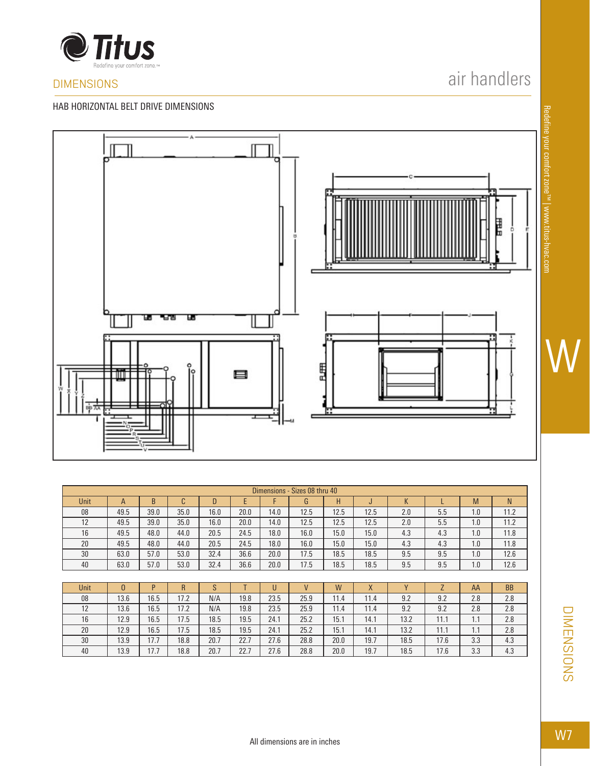## DIMENSIONS

# air handlers

### HAB HORIZONTAL BELT DRIVE DIMENSIONS

| Dimensions - Sizes 08 thru 40 | | | | | | | | | | | | | |
|---|---|---|---|---|---|---|---|---|---|---|---|---|---|
| Unit | A | B | C | D | E | F | G | H | J | K | L | M | N |
| 08 | 49.5 | 39.0 | 35.0 | 16.0 | 20.0 | 14.0 | 12.5 | 12.5 | 12.5 | 2.0 | 5.5 | 1.0 | 11.2 |
| 12 | 49.5 | 39.0 | 35.0 | 16.0 | 20.0 | 14.0 | 12.5 | 12.5 | 12.5 | 2.0 | 5.5 | 1.0 | 11.2 |
| 16 | 49.5 | 48.0 | 44.0 | 20.5 | 24.5 | 18.0 | 16.0 | 15.0 | 15.0 | 4.3 | 4.3 | 1.0 | 11.8 |
| 20 | 49.5 | 48.0 | 44.0 | 20.5 | 24.5 | 18.0 | 16.0 | 15.0 | 15.0 | 4.3 | 4.3 | 1.0 | 11.8 |
| 30 | 63.0 | 57.0 | 53.0 | 32.4 | 36.6 | 20.0 | 17.5 | 18.5 | 18.5 | 9.5 | 9.5 | 1.0 | 12.6 |
| 40 | 63.0 | 57.0 | 53.0 | 32.4 | 36.6 | 20.0 | 17.5 | 18.5 | 18.5 | 9.5 | 9.5 | 1.0 | 12.6 |

| Unit | O | P | R | S | T | U | V | W | X | Y | Z | AA | BB |
|---|---|---|---|---|---|---|---|---|---|---|---|---|---|
| 08 | 13.6 | 16.5 | 17.2 | N/A | 19.8 | 23.5 | 25.9 | 11.4 | 11.4 | 9.2 | 9.2 | 2.8 | 2.8 |
| 12 | 13.6 | 16.5 | 17.2 | N/A | 19.8 | 23.5 | 25.9 | 11.4 | 11.4 | 9.2 | 9.2 | 2.8 | 2.8 |
| 16 | 12.9 | 16.5 | 17.5 | 18.5 | 19.5 | 24.1 | 25.2 | 15.1 | 14.1 | 13.2 | 11.1 | 1.1 | 2.8 |
| 20 | 12.9 | 16.5 | 17.5 | 18.5 | 19.5 | 24.1 | 25.2 | 15.1 | 14.1 | 13.2 | 11.1 | 1.1 | 2.8 |
| 30 | 13.9 | 17.7 | 18.8 | 20.7 | 22.7 | 27.6 | 28.8 | 20.0 | 19.7 | 18.5 | 17.6 | 3.3 | 4.3 |
| 40 | 13.9 | 17.7 | 18.8 | 20.7 | 22.7 | 27.6 | 28.8 | 20.0 | 19.7 | 18.5 | 17.6 | 3.3 | 4.3 |

All dimensions are in inches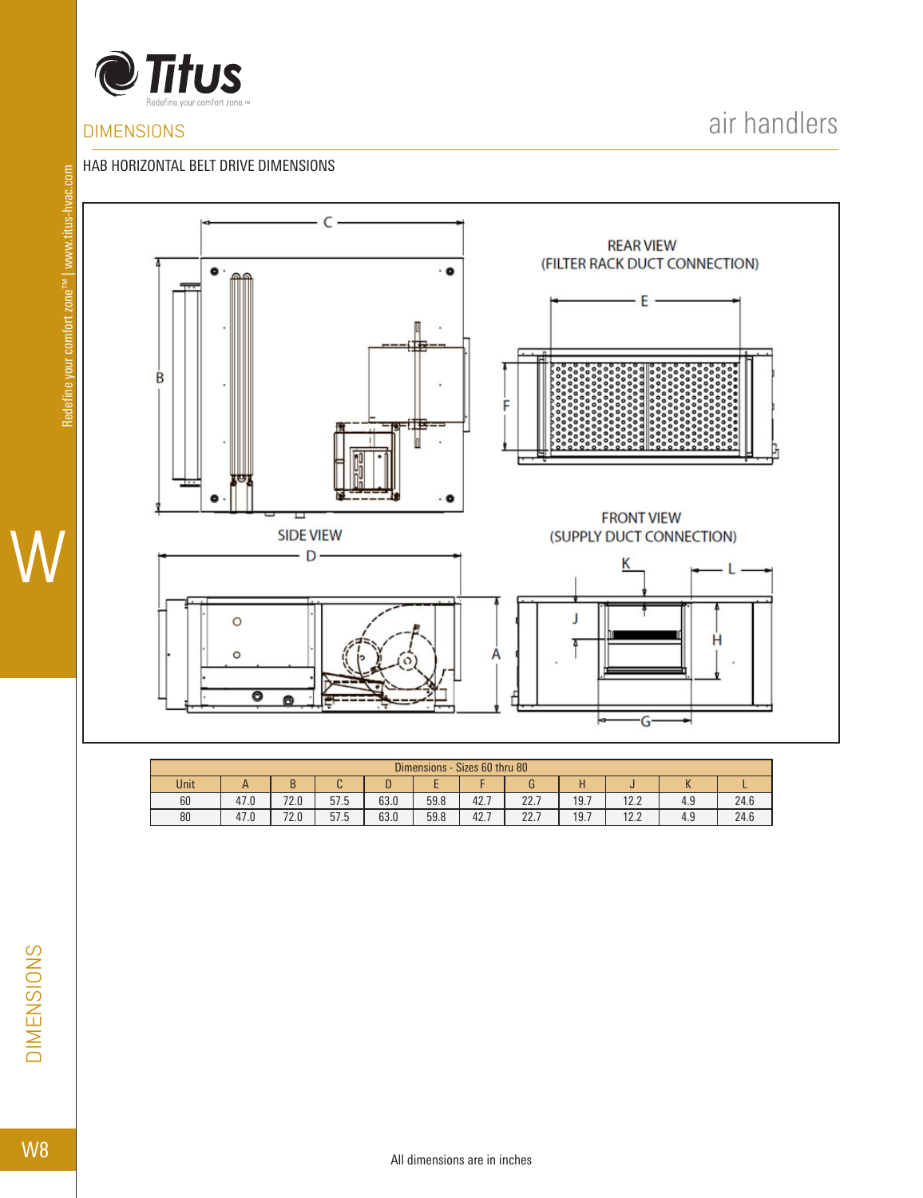## DIMENSIONS

# air handlers

### HAB HORIZONTAL BELT DRIVE DIMENSIONS

| Dimensions - Sizes 60 thru 80 | | | | | | | | | | | |
|---|---|---|---|---|---|---|---|---|---|---|---|
| Unit | A | B | C | D | E | F | G | H | J | K | L |
| 60 | 47.0 | 72.0 | 57.5 | 63.0 | 59.8 | 42.7 | 22.7 | 19.7 | 12.2 | 4.9 | 24.6 |
| 80 | 47.0 | 72.0 | 57.5 | 63.0 | 59.8 | 42.7 | 22.7 | 19.7 | 12.2 | 4.9 | 24.6 |

All dimensions are in inches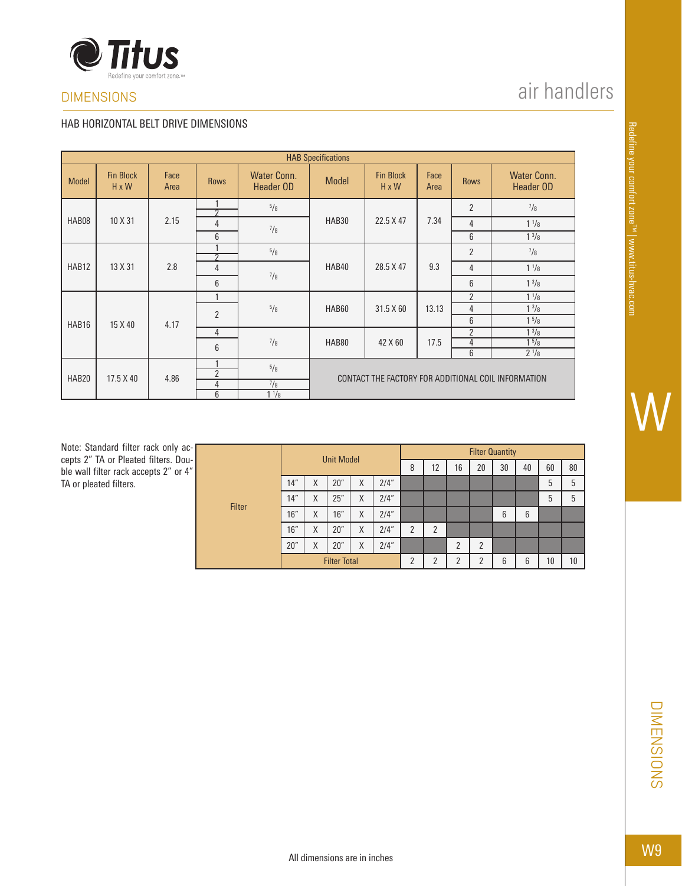## DIMENSIONS

# air handlers

### HAB HORIZONTAL BELT DRIVE DIMENSIONS

| HAB Specifications | | | | | | | | | |
|---|---|---|---|---|---|---|---|---|---|
| Model | Fin Block H x W | Face Area | Rows | Water Conn. Header OD | Model | Fin Block H x W | Face Area | Rows | Water Conn. Header OD |
| HAB08 | 10 X 31 | 2.15 | 1 | 5/8 | HAB30 | 22.5 X 47 | 7.34 | 2 | 7/8 |
| | | | 2 | | | | | | |
| | | | 4 | 7/8 | | | | 4 | 1 1/8 |
| | | | 6 | | | | | 6 | 1 3/8 |
| HAB12 | 13 X 31 | 2.8 | 1 | 5/8 | HAB40 | 28.5 X 47 | 9.3 | 2 | 7/8 |
| | | | 2 | | | | | | |
| | | | 4 | 7/8 | | | | 4 | 1 1/8 |
| | | | 6 | | | | | 6 | 1 3/8 |
| HAB16 | 15 X 40 | 4.17 | 1 | 5/8 | HAB60 | 31.5 X 60 | 13.13 | 2 | 1 1/8 |
| | | | 2 | | | | | 4 | 1 3/8 |
| | | | | | | | | 6 | 1 5/8 |
| | | | 4 | 7/8 | HAB80 | 42 X 60 | 17.5 | 2 | 1 3/8 |
| | | | 6 | | | | | 4 | 1 5/8 |
| | | | | | | | | 6 | 2 1/8 |
| HAB20 | 17.5 X 40 | 4.86 | 1 | 5/8 | CONTACT THE FACTORY FOR ADDITIONAL COIL INFORMATION | | | | |
| | | | 2 | | | | | | |
| | | | 4 | 7/8 | | | | | |
| | | | 6 | 1 1/8 | | | | | |

Note: Standard filter rack only accepts 2" TA or Pleated filters. Double wall filter rack accepts 2" or 4" TA or pleated filters.

| | Unit Model | | | | | Filter Quantity | | | | | | | |
|---|---|---|---|---|---|---|---|---|---|---|---|---|---|
| | | | | | | 8 | 12 | 16 | 20 | 30 | 40 | 60 | 80 |
| Filter | 14" | X | 20" | X | 2/4" | | | | | | | 5 | 5 |
| | 14" | X | 25" | X | 2/4" | | | | | | | 5 | 5 |
| | 16" | X | 16" | X | 2/4" | | | | | 6 | 6 | | |
| | 16" | X | 20" | X | 2/4" | 2 | 2 | | | | | | |
| | 20" | X | 20" | X | 2/4" | | | 2 | 2 | | | | |
| | Filter Total | | | | | 2 | 2 | 2 | 2 | 6 | 6 | 10 | 10 |

All dimensions are in inches